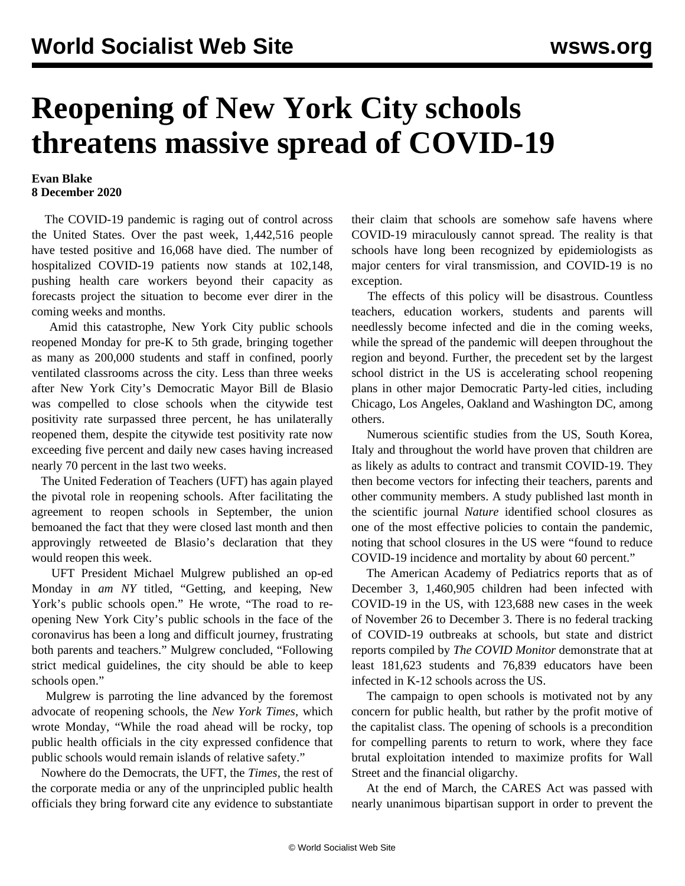# Reopening of New York City schools threatens massive spread of COVID-19

**Evan Blake**
**8 December 2020**

The COVID-19 pandemic is raging out of control across the United States. Over the past week, 1,442,516 people have tested positive and 16,068 have died. The number of hospitalized COVID-19 patients now stands at 102,148, pushing health care workers beyond their capacity as forecasts project the situation to become ever direr in the coming weeks and months.

Amid this catastrophe, New York City public schools reopened Monday for pre-K to 5th grade, bringing together as many as 200,000 students and staff in confined, poorly ventilated classrooms across the city. Less than three weeks after New York City's Democratic Mayor Bill de Blasio was compelled to close schools when the citywide test positivity rate surpassed three percent, he has unilaterally reopened them, despite the citywide test positivity rate now exceeding five percent and daily new cases having increased nearly 70 percent in the last two weeks.

The United Federation of Teachers (UFT) has again played the pivotal role in reopening schools. After facilitating the agreement to reopen schools in September, the union bemoaned the fact that they were closed last month and then approvingly retweeted de Blasio's declaration that they would reopen this week.

UFT President Michael Mulgrew published an op-ed Monday in *am NY* titled, "Getting, and keeping, New York's public schools open." He wrote, "The road to re-opening New York City's public schools in the face of the coronavirus has been a long and difficult journey, frustrating both parents and teachers." Mulgrew concluded, "Following strict medical guidelines, the city should be able to keep schools open."

Mulgrew is parroting the line advanced by the foremost advocate of reopening schools, the *New York Times*, which wrote Monday, "While the road ahead will be rocky, top public health officials in the city expressed confidence that public schools would remain islands of relative safety."

Nowhere do the Democrats, the UFT, the *Times*, the rest of the corporate media or any of the unprincipled public health officials they bring forward cite any evidence to substantiate their claim that schools are somehow safe havens where COVID-19 miraculously cannot spread. The reality is that schools have long been recognized by epidemiologists as major centers for viral transmission, and COVID-19 is no exception.

The effects of this policy will be disastrous. Countless teachers, education workers, students and parents will needlessly become infected and die in the coming weeks, while the spread of the pandemic will deepen throughout the region and beyond. Further, the precedent set by the largest school district in the US is accelerating school reopening plans in other major Democratic Party-led cities, including Chicago, Los Angeles, Oakland and Washington DC, among others.

Numerous scientific studies from the US, South Korea, Italy and throughout the world have proven that children are as likely as adults to contract and transmit COVID-19. They then become vectors for infecting their teachers, parents and other community members. A study published last month in the scientific journal *Nature* identified school closures as one of the most effective policies to contain the pandemic, noting that school closures in the US were "found to reduce COVID-19 incidence and mortality by about 60 percent."

The American Academy of Pediatrics reports that as of December 3, 1,460,905 children had been infected with COVID-19 in the US, with 123,688 new cases in the week of November 26 to December 3. There is no federal tracking of COVID-19 outbreaks at schools, but state and district reports compiled by *The COVID Monitor* demonstrate that at least 181,623 students and 76,839 educators have been infected in K-12 schools across the US.

The campaign to open schools is motivated not by any concern for public health, but rather by the profit motive of the capitalist class. The opening of schools is a precondition for compelling parents to return to work, where they face brutal exploitation intended to maximize profits for Wall Street and the financial oligarchy.

At the end of March, the CARES Act was passed with nearly unanimous bipartisan support in order to prevent the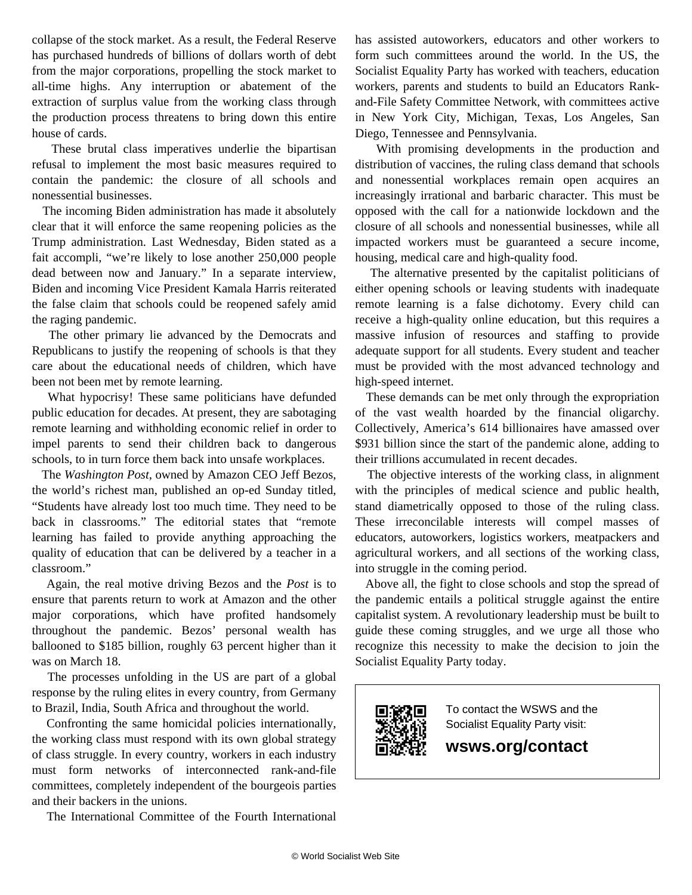collapse of the stock market. As a result, the Federal Reserve has purchased hundreds of billions of dollars worth of debt from the major corporations, propelling the stock market to all-time highs. Any interruption or abatement of the extraction of surplus value from the working class through the production process threatens to bring down this entire house of cards.

These brutal class imperatives underlie the bipartisan refusal to implement the most basic measures required to contain the pandemic: the closure of all schools and nonessential businesses.

The incoming Biden administration has made it absolutely clear that it will enforce the same reopening policies as the Trump administration. Last Wednesday, Biden stated as a fait accompli, "we're likely to lose another 250,000 people dead between now and January." In a separate interview, Biden and incoming Vice President Kamala Harris reiterated the false claim that schools could be reopened safely amid the raging pandemic.

The other primary lie advanced by the Democrats and Republicans to justify the reopening of schools is that they care about the educational needs of children, which have been not been met by remote learning.

What hypocrisy! These same politicians have defunded public education for decades. At present, they are sabotaging remote learning and withholding economic relief in order to impel parents to send their children back to dangerous schools, to in turn force them back into unsafe workplaces.

The *Washington Post*, owned by Amazon CEO Jeff Bezos, the world's richest man, published an op-ed Sunday titled, "Students have already lost too much time. They need to be back in classrooms." The editorial states that "remote learning has failed to provide anything approaching the quality of education that can be delivered by a teacher in a classroom."

Again, the real motive driving Bezos and the *Post* is to ensure that parents return to work at Amazon and the other major corporations, which have profited handsomely throughout the pandemic. Bezos' personal wealth has ballooned to $185 billion, roughly 63 percent higher than it was on March 18.

The processes unfolding in the US are part of a global response by the ruling elites in every country, from Germany to Brazil, India, South Africa and throughout the world.

Confronting the same homicidal policies internationally, the working class must respond with its own global strategy of class struggle. In every country, workers in each industry must form networks of interconnected rank-and-file committees, completely independent of the bourgeois parties and their backers in the unions.

The International Committee of the Fourth International has assisted autoworkers, educators and other workers to form such committees around the world. In the US, the Socialist Equality Party has worked with teachers, education workers, parents and students to build an Educators Rank-and-File Safety Committee Network, with committees active in New York City, Michigan, Texas, Los Angeles, San Diego, Tennessee and Pennsylvania.

With promising developments in the production and distribution of vaccines, the ruling class demand that schools and nonessential workplaces remain open acquires an increasingly irrational and barbaric character. This must be opposed with the call for a nationwide lockdown and the closure of all schools and nonessential businesses, while all impacted workers must be guaranteed a secure income, housing, medical care and high-quality food.

The alternative presented by the capitalist politicians of either opening schools or leaving students with inadequate remote learning is a false dichotomy. Every child can receive a high-quality online education, but this requires a massive infusion of resources and staffing to provide adequate support for all students. Every student and teacher must be provided with the most advanced technology and high-speed internet.

These demands can be met only through the expropriation of the vast wealth hoarded by the financial oligarchy. Collectively, America's 614 billionaires have amassed over $931 billion since the start of the pandemic alone, adding to their trillions accumulated in recent decades.

The objective interests of the working class, in alignment with the principles of medical science and public health, stand diametrically opposed to those of the ruling class. These irreconcilable interests will compel masses of educators, autoworkers, logistics workers, meatpackers and agricultural workers, and all sections of the working class, into struggle in the coming period.

Above all, the fight to close schools and stop the spread of the pandemic entails a political struggle against the entire capitalist system. A revolutionary leadership must be built to guide these coming struggles, and we urge all those who recognize this necessity to make the decision to join the Socialist Equality Party today.

To contact the WSWS and the Socialist Equality Party visit:

**wsws.org/contact**